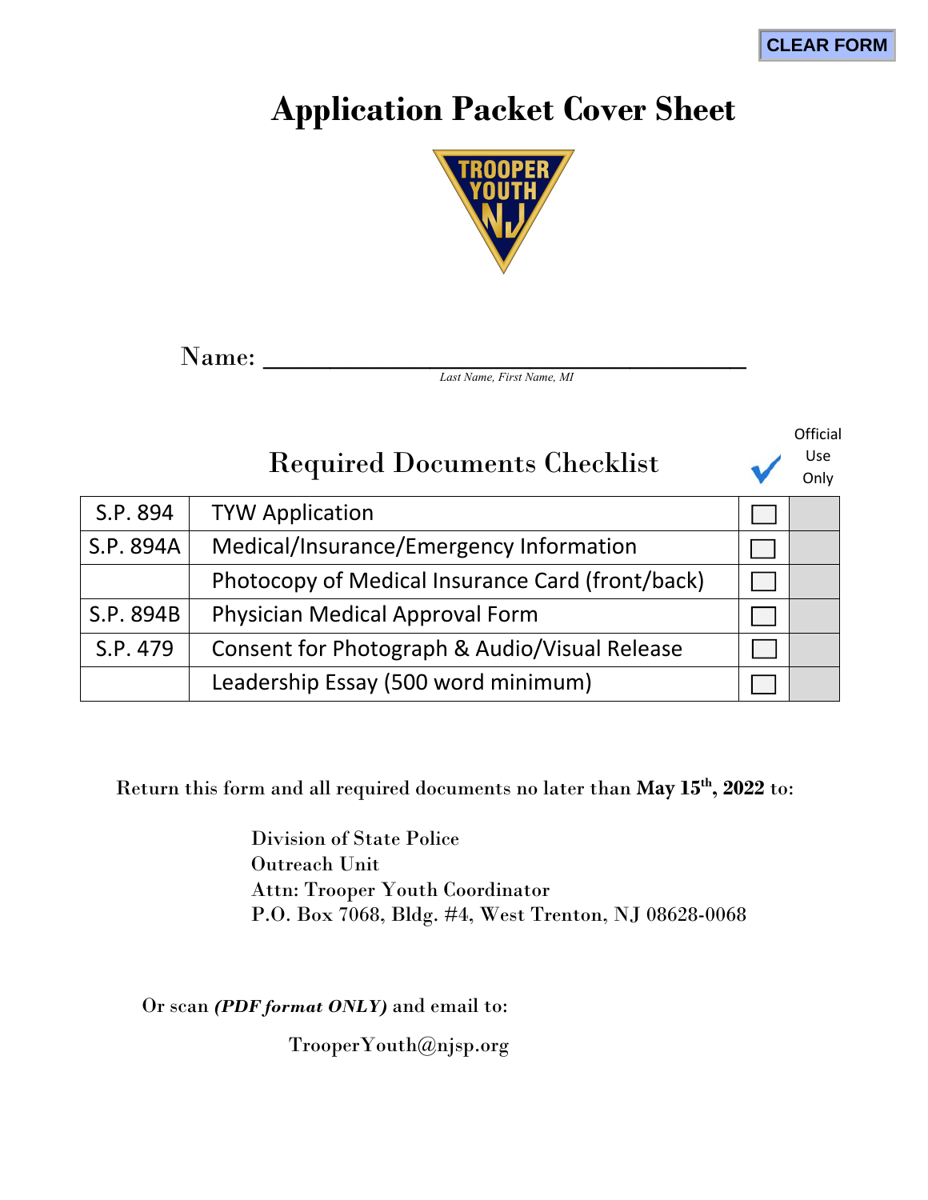CLEAR FORM

# Application Packet Cover Sheet

TROOPER YOUTH NJ

Name: ___________________________________
*Last Name, First Name, MI*

## Required Documents Checklist

| | | ✓ | Official Use Only |
|---|---|---|---|
| S.P. 894 | TYW Application | ☐ | |
| S.P. 894A | Medical/Insurance/Emergency Information | ☐ | |
| | Photocopy of Medical Insurance Card (front/back) | ☐ | |
| S.P. 894B | Physician Medical Approval Form | ☐ | |
| S.P. 479 | Consent for Photograph & Audio/Visual Release | ☐ | |
| | Leadership Essay (500 word minimum) | ☐ | |

Return this form and all required documents no later than **May 15th, 2022** to:

Division of State Police
Outreach Unit
Attn: Trooper Youth Coordinator
P.O. Box 7068, Bldg. #4, West Trenton, NJ 08628-0068

Or scan ***(PDF format ONLY)*** and email to:

TrooperYouth@njsp.org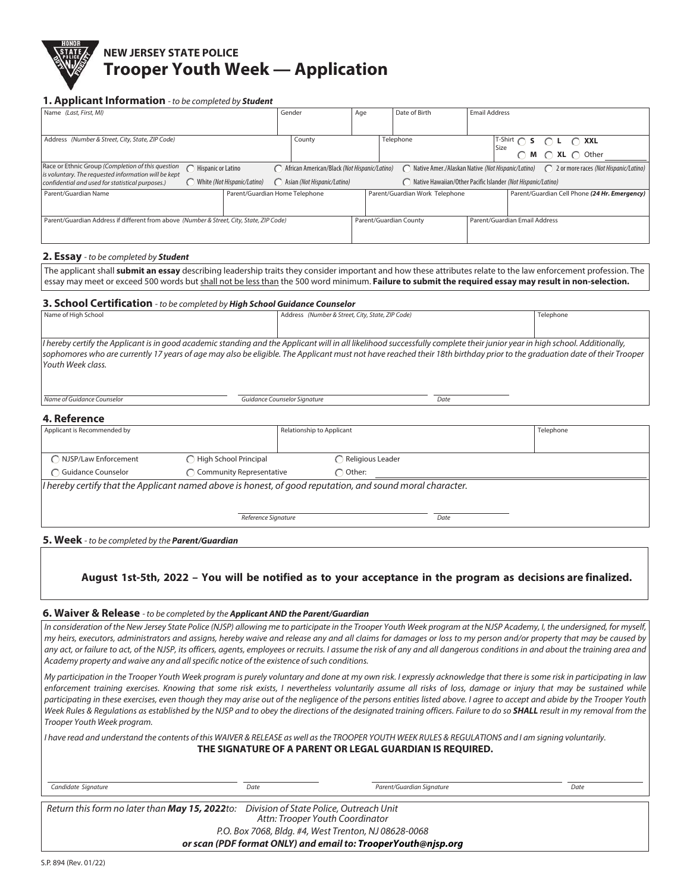# NEW JERSEY STATE POLICE
# Trooper Youth Week — Application

## 1. Applicant Information - *to be completed by **Student***

| Name *(Last, First, MI)* | Gender | Age | Date of Birth | Email Address |
|---|---|---|---|---|
| | | | | |

| Address *(Number & Street, City, State, ZIP Code)* | County | Telephone | T-Shirt Size ◯ S ◯ L ◯ XXL ◯ M ◯ XL ◯ Other |
|---|---|---|---|
| | | | |

Race or Ethnic Group *(Completion of this question is voluntary. The requested information will be kept confidential and used for statistical purposes.)*

◯ Hispanic or Latino ◯ African American/Black *(Not Hispanic/Latino)* ◯ Native Amer./Alaskan Native *(Not Hispanic/Latino)* ◯ 2 or more races *(Not Hispanic/Latino)*
◯ White *(Not Hispanic/Latino)* ◯ Asian *(Not Hispanic/Latino)* ◯ Native Hawaiian/Other Pacific Islander *(Not Hispanic/Latino)*

| Parent/Guardian Name | Parent/Guardian Home Telephone | Parent/Guardian Work Telephone | Parent/Guardian Cell Phone ***(24 Hr. Emergency)*** |
|---|---|---|---|
| | | | |

| Parent/Guardian Address if different from above *(Number & Street, City, State, ZIP Code)* | Parent/Guardian County | Parent/Guardian Email Address |
|---|---|---|
| | | |

## 2. Essay - *to be completed by **Student***

The applicant shall **submit an essay** describing leadership traits they consider important and how these attributes relate to the law enforcement profession. The essay may meet or exceed 500 words but shall not be less than the 500 word minimum. **Failure to submit the required essay may result in non-selection.**

## 3. School Certification - *to be completed by **High School Guidance Counselor***

| Name of High School | Address *(Number & Street, City, State, ZIP Code)* | Telephone |
|---|---|---|
| | | |

*I hereby certify the Applicant is in good academic standing and the Applicant will in all likelihood successfully complete their junior year in high school. Additionally, sophomores who are currently 17 years of age may also be eligible. The Applicant must not have reached their 18th birthday prior to the graduation date of their Trooper Youth Week class.*

*Name of Guidance Counselor* _______________ *Guidance Counselor Signature* _______________ *Date* _______________

## 4. Reference

| Applicant is Recommended by | Relationship to Applicant | Telephone |
|---|---|---|
| | | |

◯ NJSP/Law Enforcement ◯ High School Principal ◯ Religious Leader
◯ Guidance Counselor ◯ Community Representative ◯ Other: _______________

*I hereby certify that the Applicant named above is honest, of good reputation, and sound moral character.*

*Reference Signature* _______________ *Date* _______________

## 5. Week - *to be completed by the **Parent/Guardian***

**August 1st-5th, 2022 – You will be notified as to your acceptance in the program as decisions are finalized.**

## 6. Waiver & Release - *to be completed by the **Applicant AND the Parent/Guardian***

*In consideration of the New Jersey State Police (NJSP) allowing me to participate in the Trooper Youth Week program at the NJSP Academy, I, the undersigned, for myself, my heirs, executors, administrators and assigns, hereby waive and release any and all claims for damages or loss to my person and/or property that may be caused by any act, or failure to act, of the NJSP, its officers, agents, employees or recruits. I assume the risk of any and all dangerous conditions in and about the training area and Academy property and waive any and all specific notice of the existence of such conditions.*

*My participation in the Trooper Youth Week program is purely voluntary and done at my own risk. I expressly acknowledge that there is some risk in participating in law enforcement training exercises. Knowing that some risk exists, I nevertheless voluntarily assume all risks of loss, damage or injury that may be sustained while participating in these exercises, even though they may arise out of the negligence of the persons entities listed above. I agree to accept and abide by the Trooper Youth Week Rules & Regulations as established by the NJSP and to obey the directions of the designated training officers. Failure to do so **SHALL** result in my removal from the Trooper Youth Week program.*

*I have read and understand the contents of this WAIVER & RELEASE as well as the TROOPER YOUTH WEEK RULES & REGULATIONS and I am signing voluntarily.*

**THE SIGNATURE OF A PARENT OR LEGAL GUARDIAN IS REQUIRED.**

*Candidate Signature* _______________ *Date* _______________ *Parent/Guardian Signature* _______________ *Date* _______________

*Return this form no later than **May 15, 2022** to: Division of State Police, Outreach Unit*
*Attn: Trooper Youth Coordinator*
*P.O. Box 7068, Bldg. #4, West Trenton, NJ 08628-0068*
***or scan (PDF format ONLY) and email to: TrooperYouth@njsp.org***

S.P. 894 (Rev. 01/22)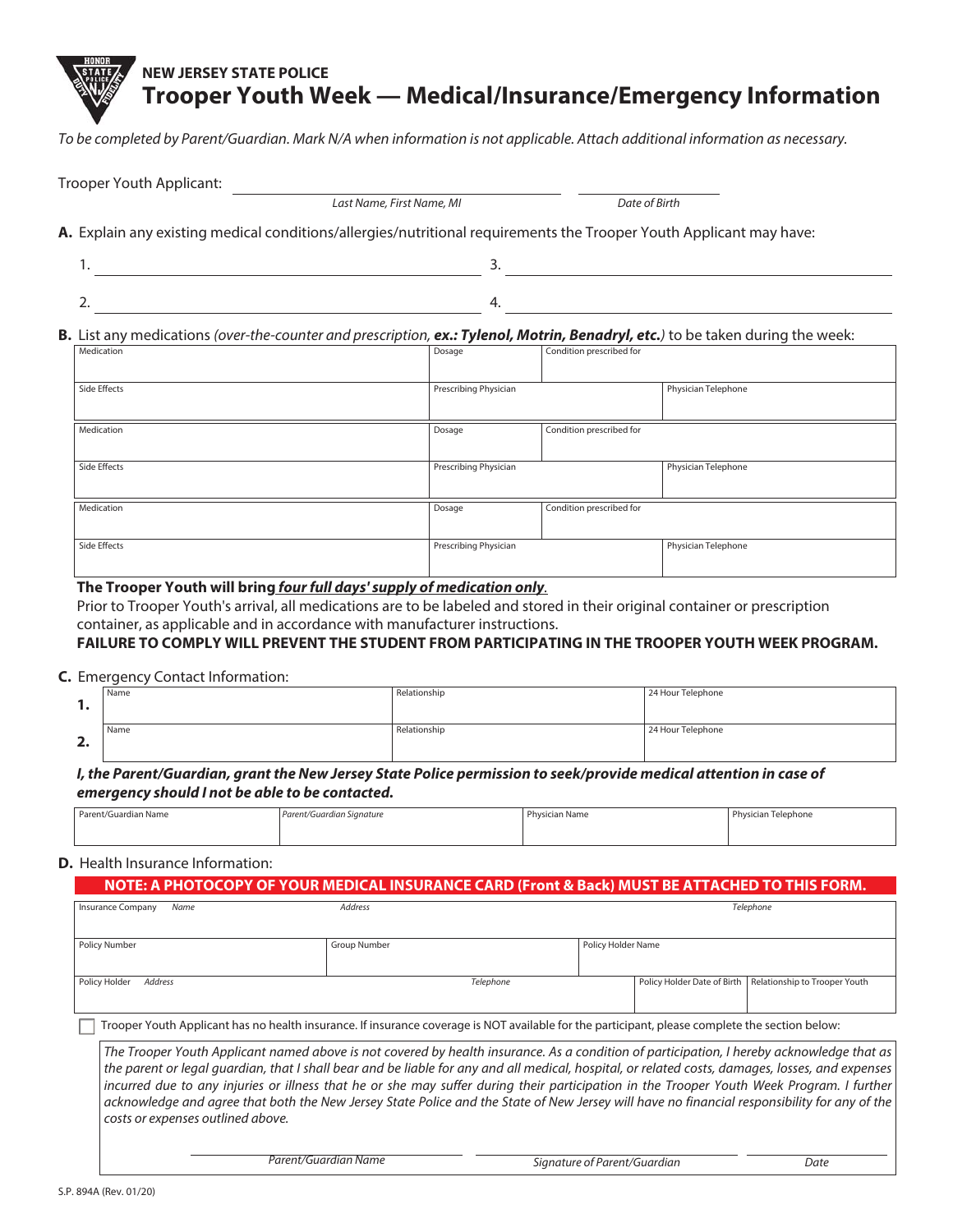**NEW JERSEY STATE POLICE**

# Trooper Youth Week — Medical/Insurance/Emergency Information

*To be completed by Parent/Guardian. Mark N/A when information is not applicable. Attach additional information as necessary.*

Trooper Youth Applicant: ______________________________ ______________

*Last Name, First Name, MI* — *Date of Birth*

**A.** Explain any existing medical conditions/allergies/nutritional requirements the Trooper Youth Applicant may have:

1. ______________________________ 3. ______________________________

2. ______________________________ 4. ______________________________

**B.** List any medications *(over-the-counter and prescription,* ***ex.: Tylenol, Motrin, Benadryl, etc.****)* to be taken during the week:

| Medication | Dosage | Condition prescribed for | |
|---|---|---|---|
| Side Effects | Prescribing Physician | | Physician Telephone |
| Medication | Dosage | Condition prescribed for | |
| Side Effects | Prescribing Physician | | Physician Telephone |
| Medication | Dosage | Condition prescribed for | |
| Side Effects | Prescribing Physician | | Physician Telephone |

**The Trooper Youth will bring *four full days' supply of medication only*.**

Prior to Trooper Youth's arrival, all medications are to be labeled and stored in their original container or prescription container, as applicable and in accordance with manufacturer instructions.

**FAILURE TO COMPLY WILL PREVENT THE STUDENT FROM PARTICIPATING IN THE TROOPER YOUTH WEEK PROGRAM.**

**C.** Emergency Contact Information:

| | Name | Relationship | 24 Hour Telephone |
|---|---|---|---|
| **1.** | | | |
| **2.** | | | |

***I, the Parent/Guardian, grant the New Jersey State Police permission to seek/provide medical attention in case of emergency should I not be able to be contacted.***

| Parent/Guardian Name | *Parent/Guardian Signature* | Physician Name | Physician Telephone |
|---|---|---|---|
| | | | |

**D.** Health Insurance Information:

**NOTE: A PHOTOCOPY OF YOUR MEDICAL INSURANCE CARD (Front & Back) MUST BE ATTACHED TO THIS FORM.**

| Insurance Company *Name* | *Address* | | *Telephone* | |
|---|---|---|---|---|
| Policy Number | Group Number | Policy Holder Name | | |
| Policy Holder *Address* | *Telephone* | | Policy Holder Date of Birth | Relationship to Trooper Youth |

☐ Trooper Youth Applicant has no health insurance. If insurance coverage is NOT available for the participant, please complete the section below:

*The Trooper Youth Applicant named above is not covered by health insurance. As a condition of participation, I hereby acknowledge that as the parent or legal guardian, that I shall bear and be liable for any and all medical, hospital, or related costs, damages, losses, and expenses incurred due to any injuries or illness that he or she may suffer during their participation in the Trooper Youth Week Program. I further acknowledge and agree that both the New Jersey State Police and the State of New Jersey will have no financial responsibility for any of the costs or expenses outlined above.*

______________________ ______________________ __________

*Parent/Guardian Name* — *Signature of Parent/Guardian* — *Date*

S.P. 894A (Rev. 01/20)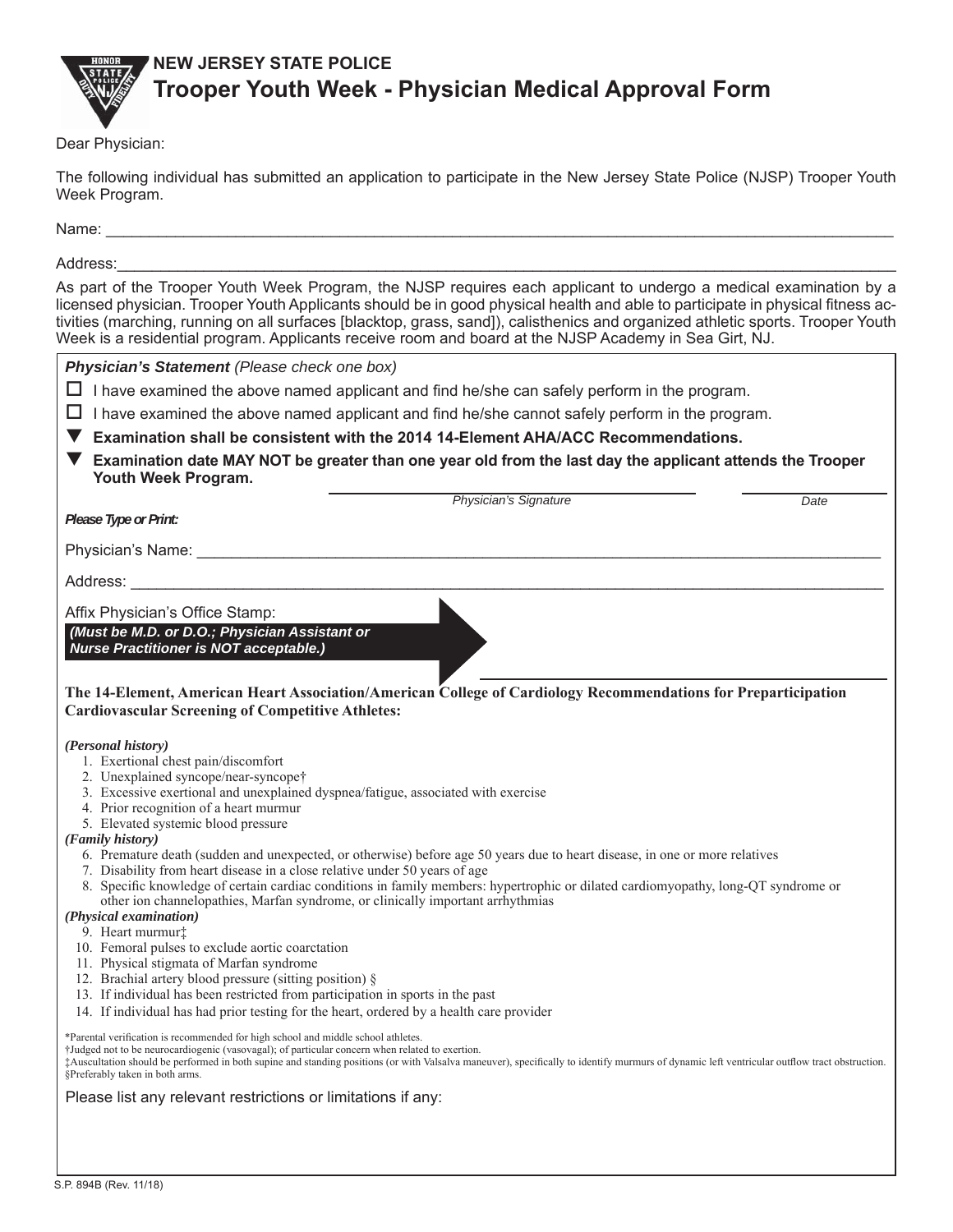**NEW JERSEY STATE POLICE**

# Trooper Youth Week - Physician Medical Approval Form

Dear Physician:

The following individual has submitted an application to participate in the New Jersey State Police (NJSP) Trooper Youth Week Program.

Name: ____________________________________________

Address: ____________________________________________

As part of the Trooper Youth Week Program, the NJSP requires each applicant to undergo a medical examination by a licensed physician. Trooper Youth Applicants should be in good physical health and able to participate in physical fitness activities (marching, running on all surfaces [blacktop, grass, sand]), calisthenics and organized athletic sports. Trooper Youth Week is a residential program. Applicants receive room and board at the NJSP Academy in Sea Girt, NJ.

***Physician's Statement*** *(Please check one box)*

☐ I have examined the above named applicant and find he/she can safely perform in the program.

☐ I have examined the above named applicant and find he/she cannot safely perform in the program.

▼ **Examination shall be consistent with the 2014 14-Element AHA/ACC Recommendations.**

▼ **Examination date MAY NOT be greater than one year old from the last day the applicant attends the Trooper Youth Week Program.**

______________________________ *Physician's Signature* ______________ *Date*

***Please Type or Print:***

Physician's Name: ____________________________________________

Address: ____________________________________________

Affix Physician's Office Stamp:

***(Must be M.D. or D.O.; Physician Assistant or Nurse Practitioner is NOT acceptable.)***

**The 14-Element, American Heart Association/American College of Cardiology Recommendations for Preparticipation Cardiovascular Screening of Competitive Athletes:**

***(Personal history)***

1. Exertional chest pain/discomfort
2. Unexplained syncope/near-syncope†
3. Excessive exertional and unexplained dyspnea/fatigue, associated with exercise
4. Prior recognition of a heart murmur
5. Elevated systemic blood pressure

***(Family history)***

6. Premature death (sudden and unexpected, or otherwise) before age 50 years due to heart disease, in one or more relatives
7. Disability from heart disease in a close relative under 50 years of age
8. Specific knowledge of certain cardiac conditions in family members: hypertrophic or dilated cardiomyopathy, long-QT syndrome or other ion channelopathies, Marfan syndrome, or clinically important arrhythmias

***(Physical examination)***

9. Heart murmur‡
10. Femoral pulses to exclude aortic coarctation
11. Physical stigmata of Marfan syndrome
12. Brachial artery blood pressure (sitting position) §
13. If individual has been restricted from participation in sports in the past
14. If individual has had prior testing for the heart, ordered by a health care provider

*Parental verification is recommended for high school and middle school athletes.
†Judged not to be neurocardiogenic (vasovagal); of particular concern when related to exertion.
‡Auscultation should be performed in both supine and standing positions (or with Valsalva maneuver), specifically to identify murmurs of dynamic left ventricular outflow tract obstruction.
§Preferably taken in both arms.

Please list any relevant restrictions or limitations if any:

S.P. 894B (Rev. 11/18)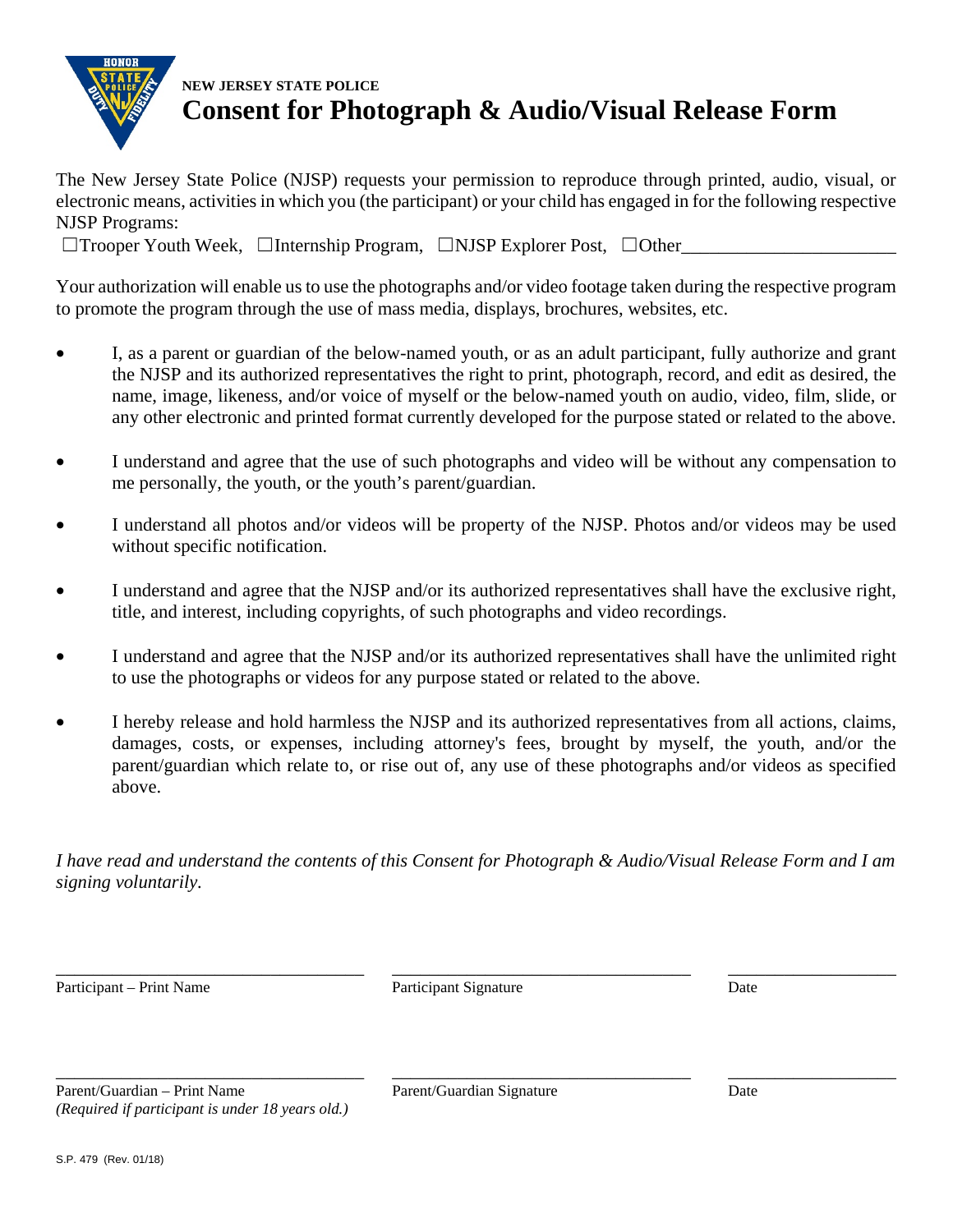**NEW JERSEY STATE POLICE**

# Consent for Photograph & Audio/Visual Release Form

The New Jersey State Police (NJSP) requests your permission to reproduce through printed, audio, visual, or electronic means, activities in which you (the participant) or your child has engaged in for the following respective NJSP Programs:

☐Trooper Youth Week, ☐Internship Program, ☐NJSP Explorer Post, ☐Other______________________

Your authorization will enable us to use the photographs and/or video footage taken during the respective program to promote the program through the use of mass media, displays, brochures, websites, etc.

- I, as a parent or guardian of the below-named youth, or as an adult participant, fully authorize and grant the NJSP and its authorized representatives the right to print, photograph, record, and edit as desired, the name, image, likeness, and/or voice of myself or the below-named youth on audio, video, film, slide, or any other electronic and printed format currently developed for the purpose stated or related to the above.
- I understand and agree that the use of such photographs and video will be without any compensation to me personally, the youth, or the youth's parent/guardian.
- I understand all photos and/or videos will be property of the NJSP. Photos and/or videos may be used without specific notification.
- I understand and agree that the NJSP and/or its authorized representatives shall have the exclusive right, title, and interest, including copyrights, of such photographs and video recordings.
- I understand and agree that the NJSP and/or its authorized representatives shall have the unlimited right to use the photographs or videos for any purpose stated or related to the above.
- I hereby release and hold harmless the NJSP and its authorized representatives from all actions, claims, damages, costs, or expenses, including attorney's fees, brought by myself, the youth, and/or the parent/guardian which relate to, or rise out of, any use of these photographs and/or videos as specified above.

*I have read and understand the contents of this Consent for Photograph & Audio/Visual Release Form and I am signing voluntarily.*

| | | |
|---|---|---|
| ______________________ | ______________________ | ____________ |
| Participant – Print Name | Participant Signature | Date |
| ______________________ | ______________________ | ____________ |
| Parent/Guardian – Print Name *(Required if participant is under 18 years old.)* | Parent/Guardian Signature | Date |

S.P. 479 (Rev. 01/18)